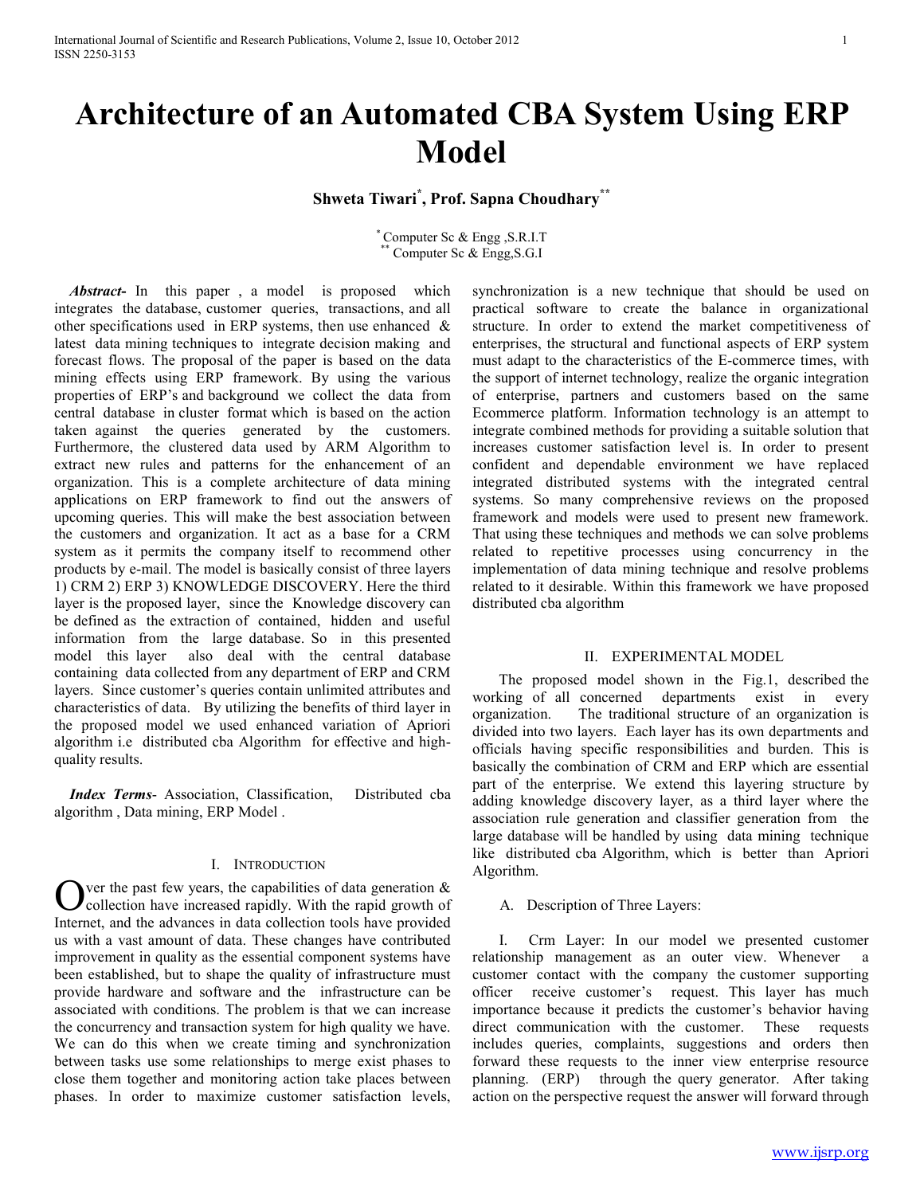# Architecture of an Automated CBA System Using ERP Model

**Shweta Tiwari[*], Prof. Sapna Choudhary[**]**

[*] Computer Sc & Engg ,S.R.I.T
[**] Computer Sc & Engg,S.G.I

***Abstract-*** In this paper , a model is proposed which integrates the database, customer queries, transactions, and all other specifications used in ERP systems, then use enhanced & latest data mining techniques to integrate decision making and forecast flows. The proposal of the paper is based on the data mining effects using ERP framework. By using the various properties of ERP's and background we collect the data from central database in cluster format which is based on the action taken against the queries generated by the customers. Furthermore, the clustered data used by ARM Algorithm to extract new rules and patterns for the enhancement of an organization. This is a complete architecture of data mining applications on ERP framework to find out the answers of upcoming queries. This will make the best association between the customers and organization. It act as a base for a CRM system as it permits the company itself to recommend other products by e-mail. The model is basically consist of three layers 1) CRM 2) ERP 3) KNOWLEDGE DISCOVERY. Here the third layer is the proposed layer, since the Knowledge discovery can be defined as the extraction of contained, hidden and useful information from the large database. So in this presented model this layer also deal with the central database containing data collected from any department of ERP and CRM layers. Since customer's queries contain unlimited attributes and characteristics of data. By utilizing the benefits of third layer in the proposed model we used enhanced variation of Apriori algorithm i.e distributed cba Algorithm for effective and high-quality results.

***Index Terms*-** Association, Classification, Distributed cba algorithm , Data mining, ERP Model .

## I. Introduction

Over the past few years, the capabilities of data generation & collection have increased rapidly. With the rapid growth of Internet, and the advances in data collection tools have provided us with a vast amount of data. These changes have contributed improvement in quality as the essential component systems have been established, but to shape the quality of infrastructure must provide hardware and software and the infrastructure can be associated with conditions. The problem is that we can increase the concurrency and transaction system for high quality we have. We can do this when we create timing and synchronization between tasks use some relationships to merge exist phases to close them together and monitoring action take places between phases. In order to maximize customer satisfaction levels, synchronization is a new technique that should be used on practical software to create the balance in organizational structure. In order to extend the market competitiveness of enterprises, the structural and functional aspects of ERP system must adapt to the characteristics of the E-commerce times, with the support of internet technology, realize the organic integration of enterprise, partners and customers based on the same Ecommerce platform. Information technology is an attempt to integrate combined methods for providing a suitable solution that increases customer satisfaction level is. In order to present confident and dependable environment we have replaced integrated distributed systems with the integrated central systems. So many comprehensive reviews on the proposed framework and models were used to present new framework. That using these techniques and methods we can solve problems related to repetitive processes using concurrency in the implementation of data mining technique and resolve problems related to it desirable. Within this framework we have proposed distributed cba algorithm

## II. Experimental Model

The proposed model shown in the Fig.1, described the working of all concerned departments exist in every organization. The traditional structure of an organization is divided into two layers. Each layer has its own departments and officials having specific responsibilities and burden. This is basically the combination of CRM and ERP which are essential part of the enterprise. We extend this layering structure by adding knowledge discovery layer, as a third layer where the association rule generation and classifier generation from the large database will be handled by using data mining technique like distributed cba Algorithm, which is better than Apriori Algorithm.

### A. Description of Three Layers:

I. Crm Layer: In our model we presented customer relationship management as an outer view. Whenever a customer contact with the company the customer supporting officer receive customer's request. This layer has much importance because it predicts the customer's behavior having direct communication with the customer. These requests includes queries, complaints, suggestions and orders then forward these requests to the inner view enterprise resource planning. (ERP) through the query generator. After taking action on the perspective request the answer will forward through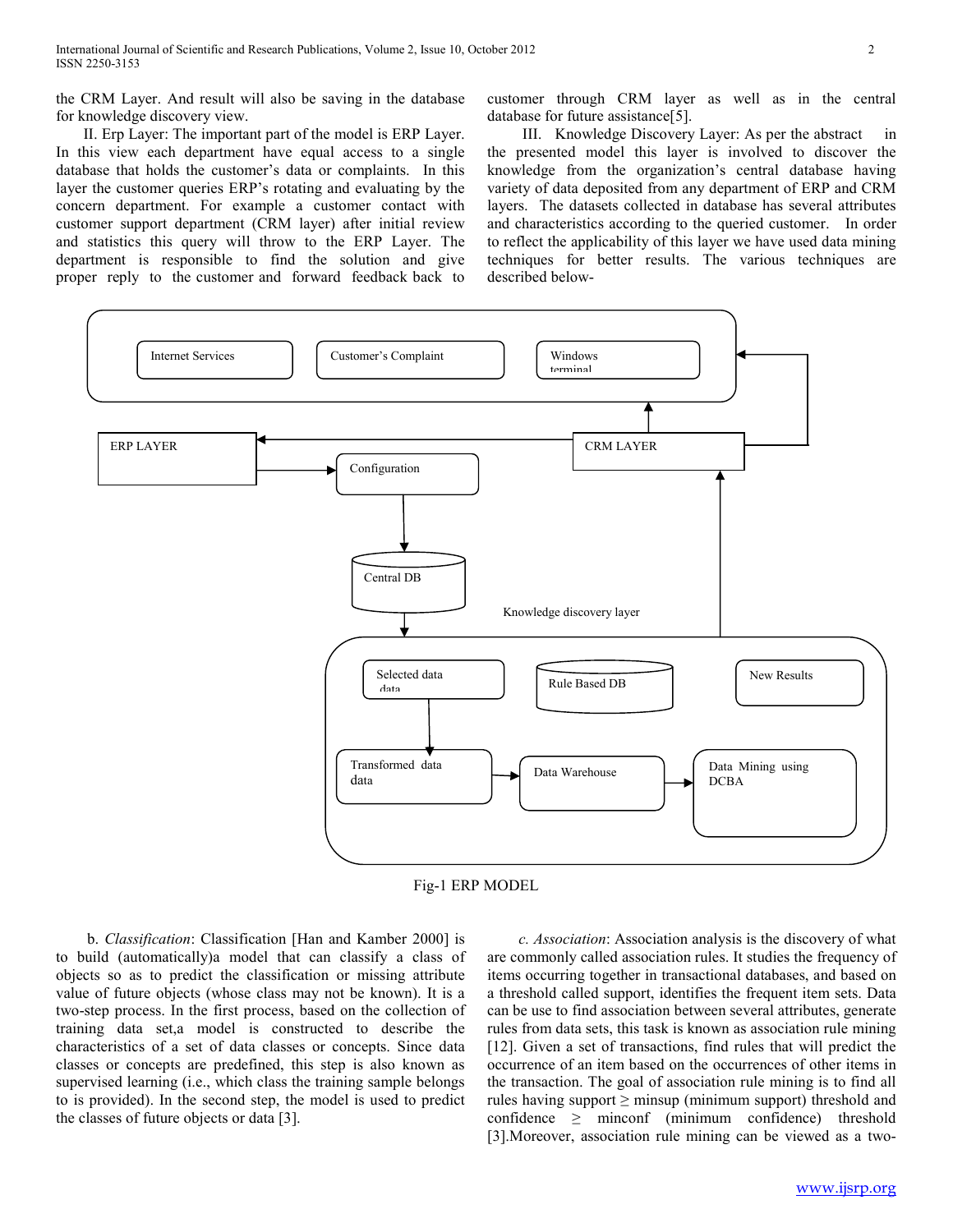the CRM Layer. And result will also be saving in the database for knowledge discovery view.

II. Erp Layer: The important part of the model is ERP Layer. In this view each department have equal access to a single database that holds the customer's data or complaints. In this layer the customer queries ERP's rotating and evaluating by the concern department. For example a customer contact with customer support department (CRM layer) after initial review and statistics this query will throw to the ERP Layer. The department is responsible to find the solution and give proper reply to the customer and forward feedback back to customer through CRM layer as well as in the central database for future assistance[5].

III. Knowledge Discovery Layer: As per the abstract in the presented model this layer is involved to discover the knowledge from the organization's central database having variety of data deposited from any department of ERP and CRM layers. The datasets collected in database has several attributes and characteristics according to the queried customer. In order to reflect the applicability of this layer we have used data mining techniques for better results. The various techniques are described below-

Fig-1 ERP MODEL

b. *Classification*: Classification [Han and Kamber 2000] is to build (automatically)a model that can classify a class of objects so as to predict the classification or missing attribute value of future objects (whose class may not be known). It is a two-step process. In the first process, based on the collection of training data set,a model is constructed to describe the characteristics of a set of data classes or concepts. Since data classes or concepts are predefined, this step is also known as supervised learning (i.e., which class the training sample belongs to is provided). In the second step, the model is used to predict the classes of future objects or data [3].

*c. Association*: Association analysis is the discovery of what are commonly called association rules. It studies the frequency of items occurring together in transactional databases, and based on a threshold called support, identifies the frequent item sets. Data can be use to find association between several attributes, generate rules from data sets, this task is known as association rule mining [12]. Given a set of transactions, find rules that will predict the occurrence of an item based on the occurrences of other items in the transaction. The goal of association rule mining is to find all rules having support ≥ minsup (minimum support) threshold and confidence ≥ minconf (minimum confidence) threshold [3].Moreover, association rule mining can be viewed as a two-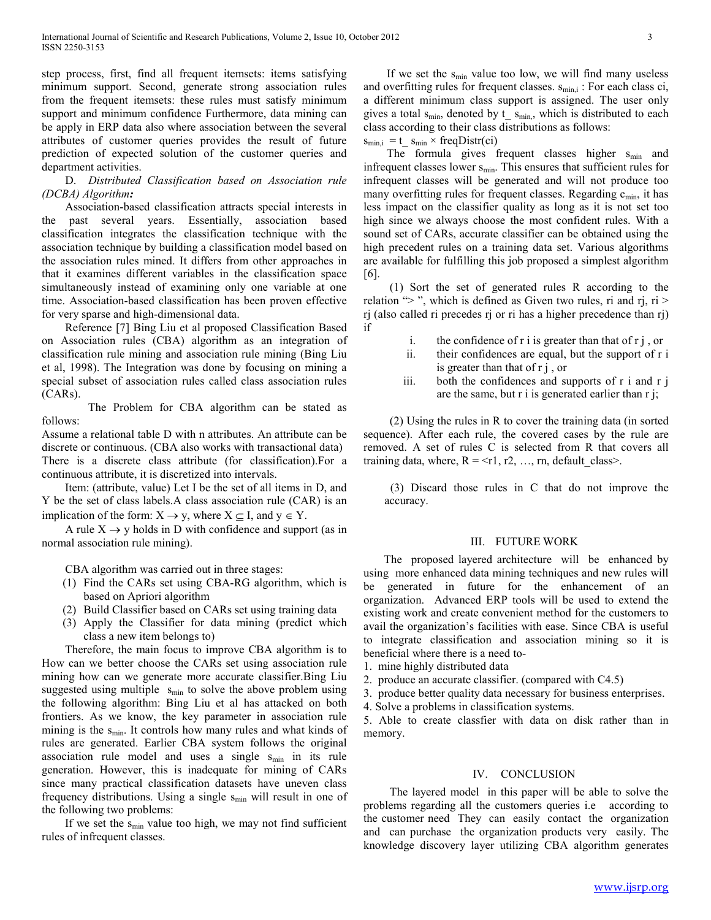step process, first, find all frequent itemsets: items satisfying minimum support. Second, generate strong association rules from the frequent itemsets: these rules must satisfy minimum support and minimum confidence Furthermore, data mining can be apply in ERP data also where association between the several attributes of customer queries provides the result of future prediction of expected solution of the customer queries and department activities.

D. *Distributed Classification based on Association rule (DCBA) Algorithm:*

Association-based classification attracts special interests in the past several years. Essentially, association based classification integrates the classification technique with the association technique by building a classification model based on the association rules mined. It differs from other approaches in that it examines different variables in the classification space simultaneously instead of examining only one variable at one time. Association-based classification has been proven effective for very sparse and high-dimensional data.

Reference [7] Bing Liu et al proposed Classification Based on Association rules (CBA) algorithm as an integration of classification rule mining and association rule mining (Bing Liu et al, 1998). The Integration was done by focusing on mining a special subset of association rules called class association rules (CARs).

The Problem for CBA algorithm can be stated as follows:

Assume a relational table D with n attributes. An attribute can be discrete or continuous. (CBA also works with transactional data) There is a discrete class attribute (for classification).For a continuous attribute, it is discretized into intervals.

Item: (attribute, value) Let I be the set of all items in D, and Y be the set of class labels.A class association rule (CAR) is an implication of the form: $X \rightarrow y$, where $X \subseteq I$, and $y \in Y$.

A rule $X \rightarrow y$ holds in D with confidence and support (as in normal association rule mining).

CBA algorithm was carried out in three stages:

(1) Find the CARs set using CBA-RG algorithm, which is based on Apriori algorithm
(2) Build Classifier based on CARs set using training data
(3) Apply the Classifier for data mining (predict which class a new item belongs to)

Therefore, the main focus to improve CBA algorithm is to How can we better choose the CARs set using association rule mining how can we generate more accurate classifier.Bing Liu suggested using multiple $s_{min}$ to solve the above problem using the following algorithm: Bing Liu et al has attacked on both frontiers. As we know, the key parameter in association rule mining is the $s_{min}$. It controls how many rules and what kinds of rules are generated. Earlier CBA system follows the original association rule model and uses a single $s_{min}$ in its rule generation. However, this is inadequate for mining of CARs since many practical classification datasets have uneven class frequency distributions. Using a single $s_{min}$ will result in one of the following two problems:

If we set the $s_{min}$ value too high, we may not find sufficient rules of infrequent classes.

If we set the $s_{min}$ value too low, we will find many useless and overfitting rules for frequent classes. $s_{min,i}$ : For each class ci, a different minimum class support is assigned. The user only gives a total $s_{min}$, denoted by $t\_ s_{min}$, which is distributed to each class according to their class distributions as follows:

$s_{min,i} = t\_ s_{min} \times \text{freqDistr}(ci)$

The formula gives frequent classes higher $s_{min}$ and infrequent classes lower $s_{min}$. This ensures that sufficient rules for infrequent classes will be generated and will not produce too many overfitting rules for frequent classes. Regarding $c_{min}$, it has less impact on the classifier quality as long as it is not set too high since we always choose the most confident rules. With a sound set of CARs, accurate classifier can be obtained using the high precedent rules on a training data set. Various algorithms are available for fulfilling this job proposed a simplest algorithm [6].

(1) Sort the set of generated rules R according to the relation "> ", which is defined as Given two rules, ri and rj, ri > rj (also called ri precedes rj or ri has a higher precedence than rj) if

i. the confidence of r i is greater than that of r j , or
ii. their confidences are equal, but the support of r i is greater than that of r j , or
iii. both the confidences and supports of r i and r j are the same, but r i is generated earlier than r j;

(2) Using the rules in R to cover the training data (in sorted sequence). After each rule, the covered cases by the rule are removed. A set of rules C is selected from R that covers all training data, where, R = <r1, r2, …, rn, default_class>.

(3) Discard those rules in C that do not improve the accuracy.

## III. FUTURE WORK

The proposed layered architecture will be enhanced by using more enhanced data mining techniques and new rules will be generated in future for the enhancement of an organization. Advanced ERP tools will be used to extend the existing work and create convenient method for the customers to avail the organization's facilities with ease. Since CBA is useful to integrate classification and association mining so it is beneficial where there is a need to-

1. mine highly distributed data
2. produce an accurate classifier. (compared with C4.5)
3. produce better quality data necessary for business enterprises.
4. Solve a problems in classification systems.
5. Able to create classfier with data on disk rather than in memory.

## IV. CONCLUSION

The layered model in this paper will be able to solve the problems regarding all the customers queries i.e according to the customer need They can easily contact the organization and can purchase the organization products very easily. The knowledge discovery layer utilizing CBA algorithm generates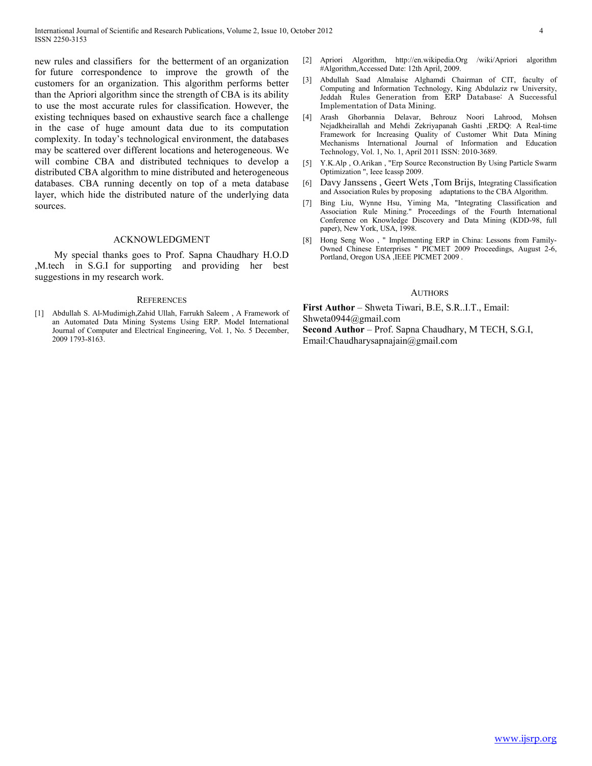new rules and classifiers for the betterment of an organization for future correspondence to improve the growth of the customers for an organization. This algorithm performs better than the Apriori algorithm since the strength of CBA is its ability to use the most accurate rules for classification. However, the existing techniques based on exhaustive search face a challenge in the case of huge amount data due to its computation complexity. In today's technological environment, the databases may be scattered over different locations and heterogeneous. We will combine CBA and distributed techniques to develop a distributed CBA algorithm to mine distributed and heterogeneous databases. CBA running decently on top of a meta database layer, which hide the distributed nature of the underlying data sources.

## ACKNOWLEDGMENT

My special thanks goes to Prof. Sapna Chaudhary H.O.D ,M.tech in S.G.I for supporting and providing her best suggestions in my research work.

## REFERENCES

[1] Abdullah S. Al-Mudimigh,Zahid Ullah, Farrukh Saleem , A Framework of an Automated Data Mining Systems Using ERP. Model International Journal of Computer and Electrical Engineering, Vol. 1, No. 5 December, 2009 1793-8163.

[2] Apriori Algorithm, http://en.wikipedia.Org /wiki/Apriori algorithm #Algorithm,Accessed Date: 12th April, 2009.

[3] Abdullah Saad Almalaise Alghamdi Chairman of CIT, faculty of Computing and Information Technology, King Abdulaziz rw University, Jeddah Rules Generation from ERP Database: A Successful Implementation of Data Mining.

[4] Arash Ghorbannia Delavar, Behrouz Noori Lahrood, Mohsen Nejadkheirallah and Mehdi Zekriyapanah Gashti ,ERDQ: A Real-time Framework for Increasing Quality of Customer Whit Data Mining Mechanisms International Journal of Information and Education Technology, Vol. 1, No. 1, April 2011 ISSN: 2010-3689.

[5] Y.K.Alp , O.Arikan , "Erp Source Reconstruction By Using Particle Swarm Optimization ", Ieee Icassp 2009.

[6] Davy Janssens , Geert Wets ,Tom Brijs, Integrating Classification and Association Rules by proposing adaptations to the CBA Algorithm.

[7] Bing Liu, Wynne Hsu, Yiming Ma, "Integrating Classification and Association Rule Mining." Proceedings of the Fourth International Conference on Knowledge Discovery and Data Mining (KDD-98, full paper), New York, USA, 1998.

[8] Hong Seng Woo , " Implementing ERP in China: Lessons from Family-Owned Chinese Enterprises " PICMET 2009 Proceedings, August 2-6, Portland, Oregon USA ,IEEE PICMET 2009 .

## AUTHORS

**First Author** – Shweta Tiwari, B.E, S.R..I.T., Email: Shweta0944@gmail.com

**Second Author** – Prof. Sapna Chaudhary, M TECH, S.G.I, Email:Chaudharysapnajain@gmail.com